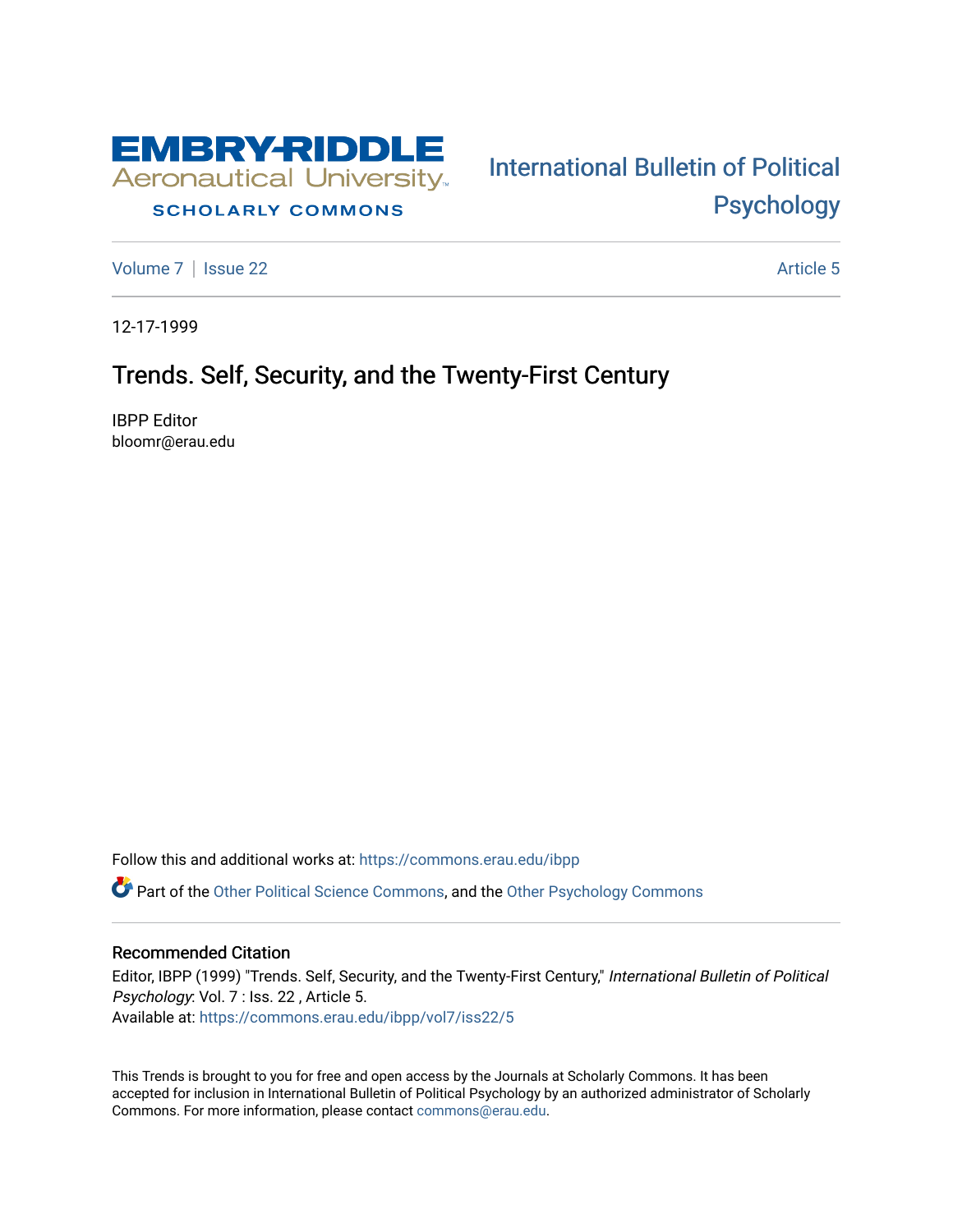Embry-Riddle Aeronautical University
SCHOLARLY COMMONS

International Bulletin of Political Psychology

Volume 7 | Issue 22 Article 5

12-17-1999

# Trends. Self, Security, and the Twenty-First Century

IBPP Editor
bloomr@erau.edu

Follow this and additional works at: https://commons.erau.edu/ibpp

Part of the Other Political Science Commons, and the Other Psychology Commons

## Recommended Citation

Editor, IBPP (1999) "Trends. Self, Security, and the Twenty-First Century," *International Bulletin of Political Psychology*: Vol. 7 : Iss. 22 , Article 5.
Available at: https://commons.erau.edu/ibpp/vol7/iss22/5

This Trends is brought to you for free and open access by the Journals at Scholarly Commons. It has been accepted for inclusion in International Bulletin of Political Psychology by an authorized administrator of Scholarly Commons. For more information, please contact commons@erau.edu.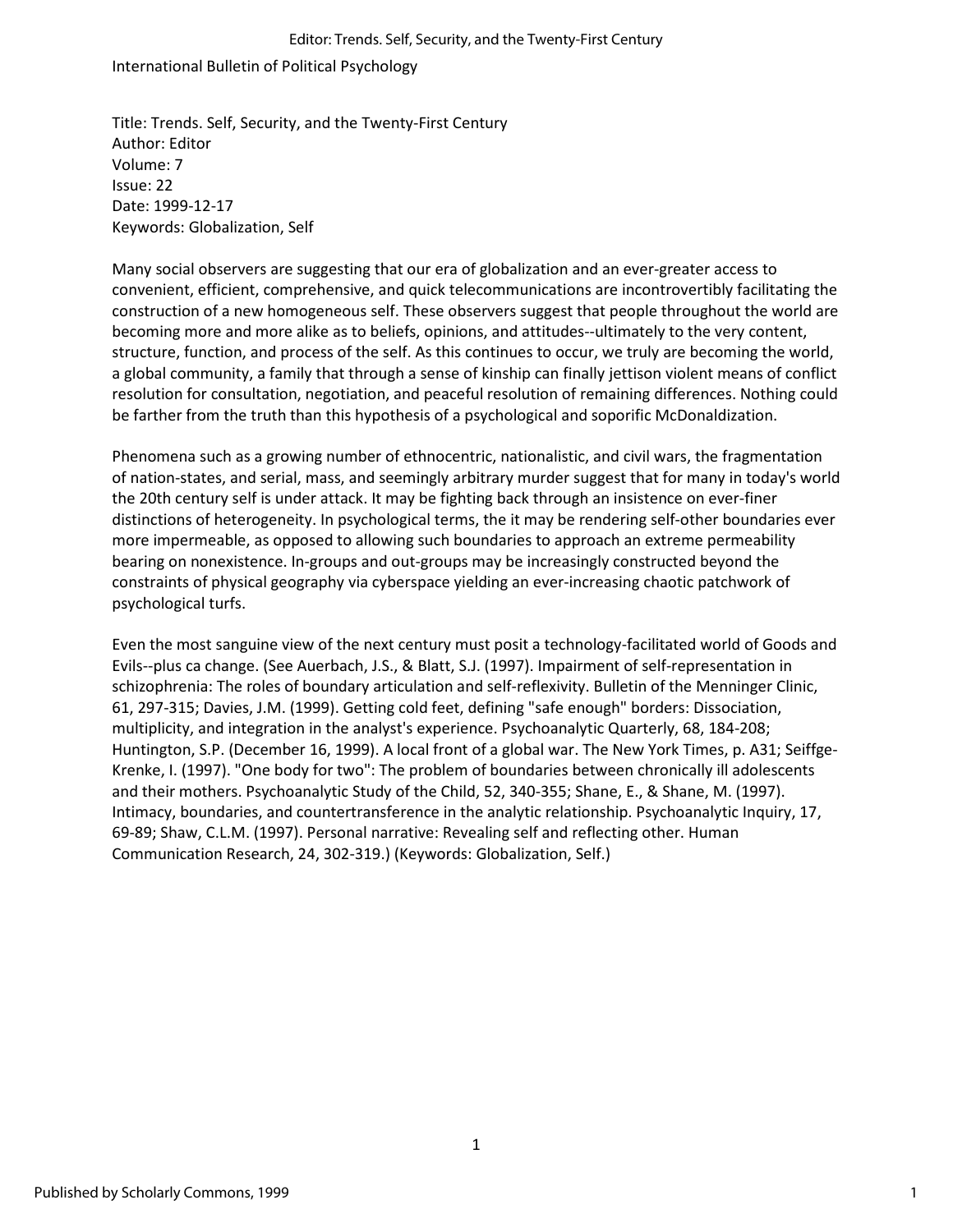International Bulletin of Political Psychology

Title: Trends. Self, Security, and the Twenty-First Century
Author: Editor
Volume: 7
Issue: 22
Date: 1999-12-17
Keywords: Globalization, Self

Many social observers are suggesting that our era of globalization and an ever-greater access to convenient, efficient, comprehensive, and quick telecommunications are incontrovertibly facilitating the construction of a new homogeneous self. These observers suggest that people throughout the world are becoming more and more alike as to beliefs, opinions, and attitudes--ultimately to the very content, structure, function, and process of the self. As this continues to occur, we truly are becoming the world, a global community, a family that through a sense of kinship can finally jettison violent means of conflict resolution for consultation, negotiation, and peaceful resolution of remaining differences. Nothing could be farther from the truth than this hypothesis of a psychological and soporific McDonaldization.

Phenomena such as a growing number of ethnocentric, nationalistic, and civil wars, the fragmentation of nation-states, and serial, mass, and seemingly arbitrary murder suggest that for many in today's world the 20th century self is under attack. It may be fighting back through an insistence on ever-finer distinctions of heterogeneity. In psychological terms, the it may be rendering self-other boundaries ever more impermeable, as opposed to allowing such boundaries to approach an extreme permeability bearing on nonexistence. In-groups and out-groups may be increasingly constructed beyond the constraints of physical geography via cyberspace yielding an ever-increasing chaotic patchwork of psychological turfs.

Even the most sanguine view of the next century must posit a technology-facilitated world of Goods and Evils--plus ca change. (See Auerbach, J.S., & Blatt, S.J. (1997). Impairment of self-representation in schizophrenia: The roles of boundary articulation and self-reflexivity. Bulletin of the Menninger Clinic, 61, 297-315; Davies, J.M. (1999). Getting cold feet, defining "safe enough" borders: Dissociation, multiplicity, and integration in the analyst's experience. Psychoanalytic Quarterly, 68, 184-208; Huntington, S.P. (December 16, 1999). A local front of a global war. The New York Times, p. A31; Seiffge-Krenke, I. (1997). "One body for two": The problem of boundaries between chronically ill adolescents and their mothers. Psychoanalytic Study of the Child, 52, 340-355; Shane, E., & Shane, M. (1997). Intimacy, boundaries, and countertransference in the analytic relationship. Psychoanalytic Inquiry, 17, 69-89; Shaw, C.L.M. (1997). Personal narrative: Revealing self and reflecting other. Human Communication Research, 24, 302-319.) (Keywords: Globalization, Self.)